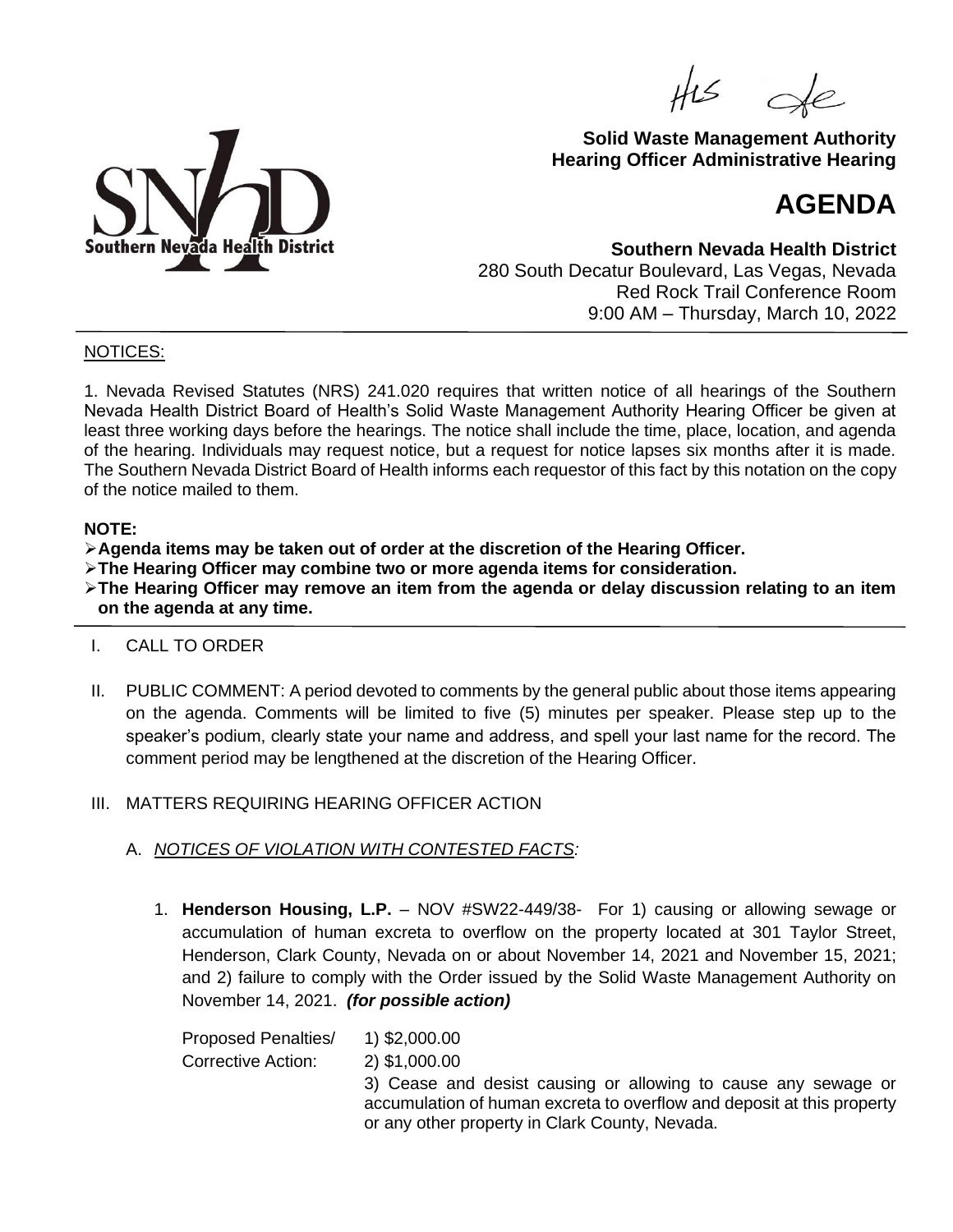**Solid Waste Management Authority**
**Hearing Officer Administrative Hearing**

# AGENDA

**Southern Nevada Health District**
280 South Decatur Boulevard, Las Vegas, Nevada
Red Rock Trail Conference Room
9:00 AM – Thursday, March 10, 2022

NOTICES:

1. Nevada Revised Statutes (NRS) 241.020 requires that written notice of all hearings of the Southern Nevada Health District Board of Health's Solid Waste Management Authority Hearing Officer be given at least three working days before the hearings. The notice shall include the time, place, location, and agenda of the hearing. Individuals may request notice, but a request for notice lapses six months after it is made. The Southern Nevada District Board of Health informs each requestor of this fact by this notation on the copy of the notice mailed to them.

**NOTE:**

- **Agenda items may be taken out of order at the discretion of the Hearing Officer.**
- **The Hearing Officer may combine two or more agenda items for consideration.**
- **The Hearing Officer may remove an item from the agenda or delay discussion relating to an item on the agenda at any time.**

I. CALL TO ORDER

II. PUBLIC COMMENT: A period devoted to comments by the general public about those items appearing on the agenda. Comments will be limited to five (5) minutes per speaker. Please step up to the speaker's podium, clearly state your name and address, and spell your last name for the record. The comment period may be lengthened at the discretion of the Hearing Officer.

III. MATTERS REQUIRING HEARING OFFICER ACTION

A. *NOTICES OF VIOLATION WITH CONTESTED FACTS:*

1. **Henderson Housing, L.P.** – NOV #SW22-449/38- For 1) causing or allowing sewage or accumulation of human excreta to overflow on the property located at 301 Taylor Street, Henderson, Clark County, Nevada on or about November 14, 2021 and November 15, 2021; and 2) failure to comply with the Order issued by the Solid Waste Management Authority on November 14, 2021. ***(for possible action)***

Proposed Penalties/ Corrective Action:
1) $2,000.00
2) $1,000.00
3) Cease and desist causing or allowing to cause any sewage or accumulation of human excreta to overflow and deposit at this property or any other property in Clark County, Nevada.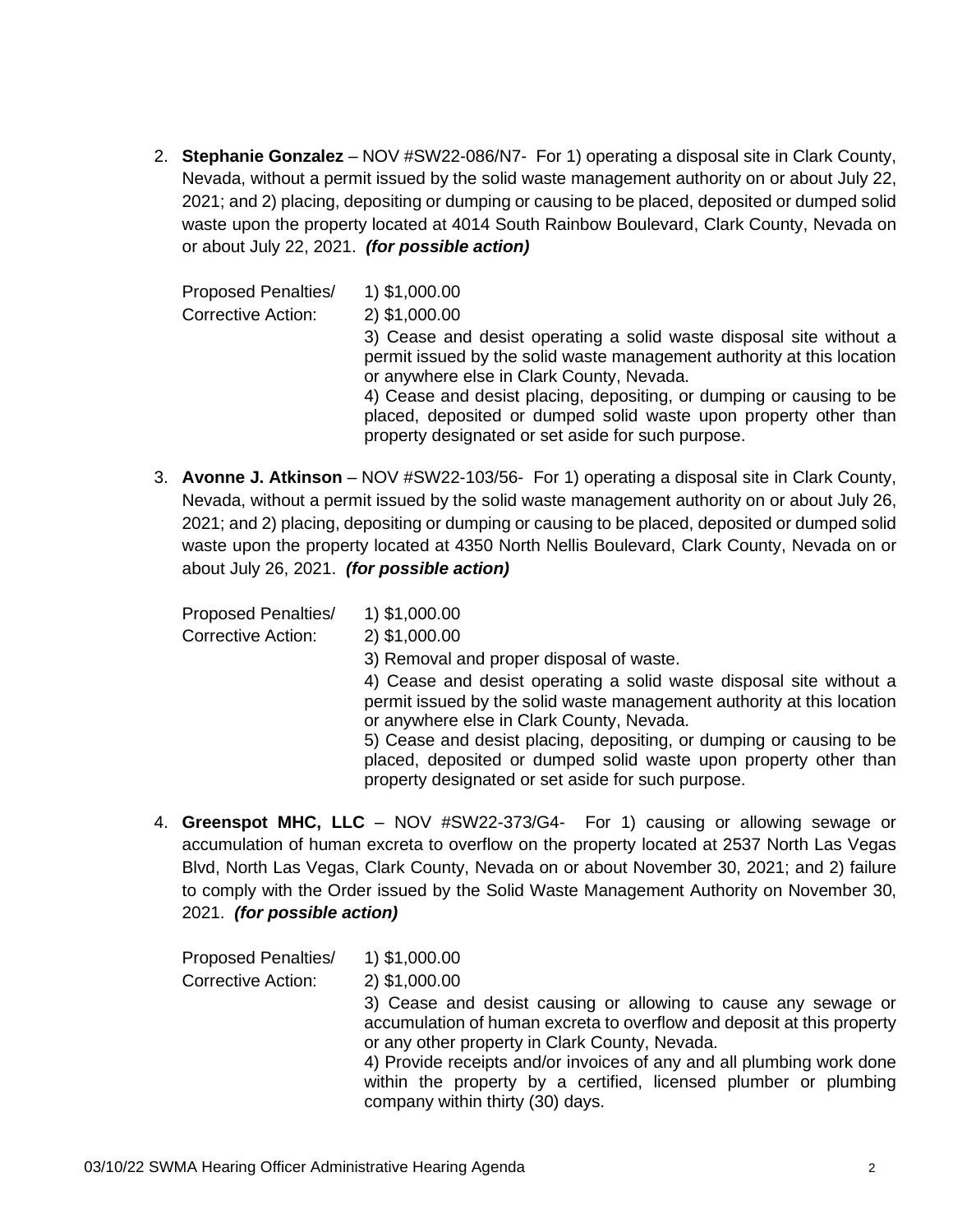2. **Stephanie Gonzalez** – NOV #SW22-086/N7- For 1) operating a disposal site in Clark County, Nevada, without a permit issued by the solid waste management authority on or about July 22, 2021; and 2) placing, depositing or dumping or causing to be placed, deposited or dumped solid waste upon the property located at 4014 South Rainbow Boulevard, Clark County, Nevada on or about July 22, 2021. ***(for possible action)***

   Proposed Penalties/ Corrective Action:
   1) $1,000.00
   2) $1,000.00
   3) Cease and desist operating a solid waste disposal site without a permit issued by the solid waste management authority at this location or anywhere else in Clark County, Nevada.
   4) Cease and desist placing, depositing, or dumping or causing to be placed, deposited or dumped solid waste upon property other than property designated or set aside for such purpose.

3. **Avonne J. Atkinson** – NOV #SW22-103/56- For 1) operating a disposal site in Clark County, Nevada, without a permit issued by the solid waste management authority on or about July 26, 2021; and 2) placing, depositing or dumping or causing to be placed, deposited or dumped solid waste upon the property located at 4350 North Nellis Boulevard, Clark County, Nevada on or about July 26, 2021. ***(for possible action)***

   Proposed Penalties/ Corrective Action:
   1) $1,000.00
   2) $1,000.00
   3) Removal and proper disposal of waste.
   4) Cease and desist operating a solid waste disposal site without a permit issued by the solid waste management authority at this location or anywhere else in Clark County, Nevada.
   5) Cease and desist placing, depositing, or dumping or causing to be placed, deposited or dumped solid waste upon property other than property designated or set aside for such purpose.

4. **Greenspot MHC, LLC** – NOV #SW22-373/G4- For 1) causing or allowing sewage or accumulation of human excreta to overflow on the property located at 2537 North Las Vegas Blvd, North Las Vegas, Clark County, Nevada on or about November 30, 2021; and 2) failure to comply with the Order issued by the Solid Waste Management Authority on November 30, 2021. ***(for possible action)***

   Proposed Penalties/ Corrective Action:
   1) $1,000.00
   2) $1,000.00
   3) Cease and desist causing or allowing to cause any sewage or accumulation of human excreta to overflow and deposit at this property or any other property in Clark County, Nevada.
   4) Provide receipts and/or invoices of any and all plumbing work done within the property by a certified, licensed plumber or plumbing company within thirty (30) days.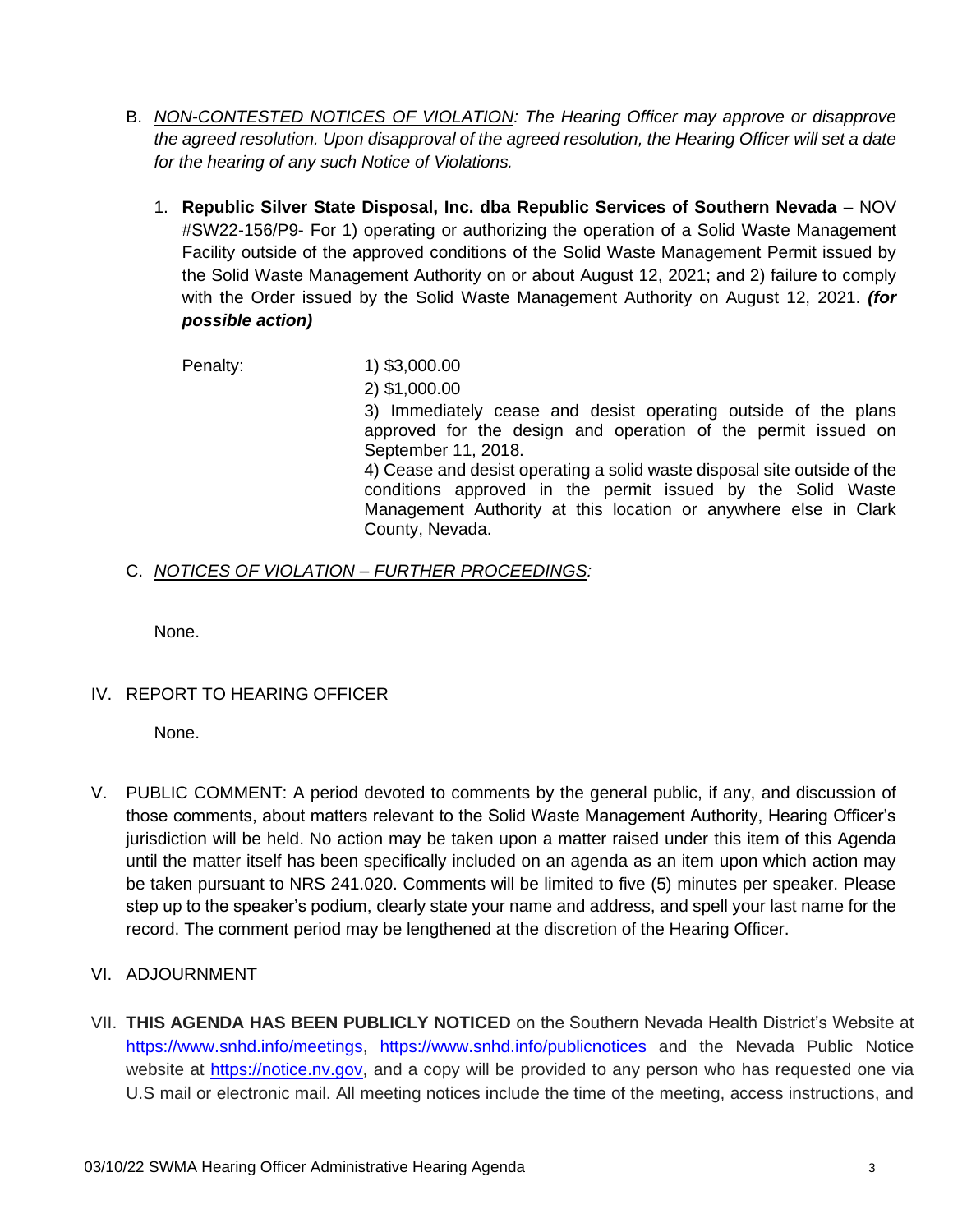B. *<u>NON-CONTESTED NOTICES OF VIOLATION</u>: The Hearing Officer may approve or disapprove the agreed resolution. Upon disapproval of the agreed resolution, the Hearing Officer will set a date for the hearing of any such Notice of Violations.*

   1. **Republic Silver State Disposal, Inc. dba Republic Services of Southern Nevada** – NOV #SW22-156/P9- For 1) operating or authorizing the operation of a Solid Waste Management Facility outside of the approved conditions of the Solid Waste Management Permit issued by the Solid Waste Management Authority on or about August 12, 2021; and 2) failure to comply with the Order issued by the Solid Waste Management Authority on August 12, 2021. ***(for possible action)***

      Penalty:
      1) $3,000.00
      2) $1,000.00
      3) Immediately cease and desist operating outside of the plans approved for the design and operation of the permit issued on September 11, 2018.
      4) Cease and desist operating a solid waste disposal site outside of the conditions approved in the permit issued by the Solid Waste Management Authority at this location or anywhere else in Clark County, Nevada.

C. *<u>NOTICES OF VIOLATION – FURTHER PROCEEDINGS</u>:*

   None.

IV. REPORT TO HEARING OFFICER

   None.

V. PUBLIC COMMENT: A period devoted to comments by the general public, if any, and discussion of those comments, about matters relevant to the Solid Waste Management Authority, Hearing Officer's jurisdiction will be held. No action may be taken upon a matter raised under this item of this Agenda until the matter itself has been specifically included on an agenda as an item upon which action may be taken pursuant to NRS 241.020. Comments will be limited to five (5) minutes per speaker. Please step up to the speaker's podium, clearly state your name and address, and spell your last name for the record. The comment period may be lengthened at the discretion of the Hearing Officer.

VI. ADJOURNMENT

VII. **THIS AGENDA HAS BEEN PUBLICLY NOTICED** on the Southern Nevada Health District's Website at https://www.snhd.info/meetings, https://www.snhd.info/publicnotices and the Nevada Public Notice website at https://notice.nv.gov, and a copy will be provided to any person who has requested one via U.S mail or electronic mail. All meeting notices include the time of the meeting, access instructions, and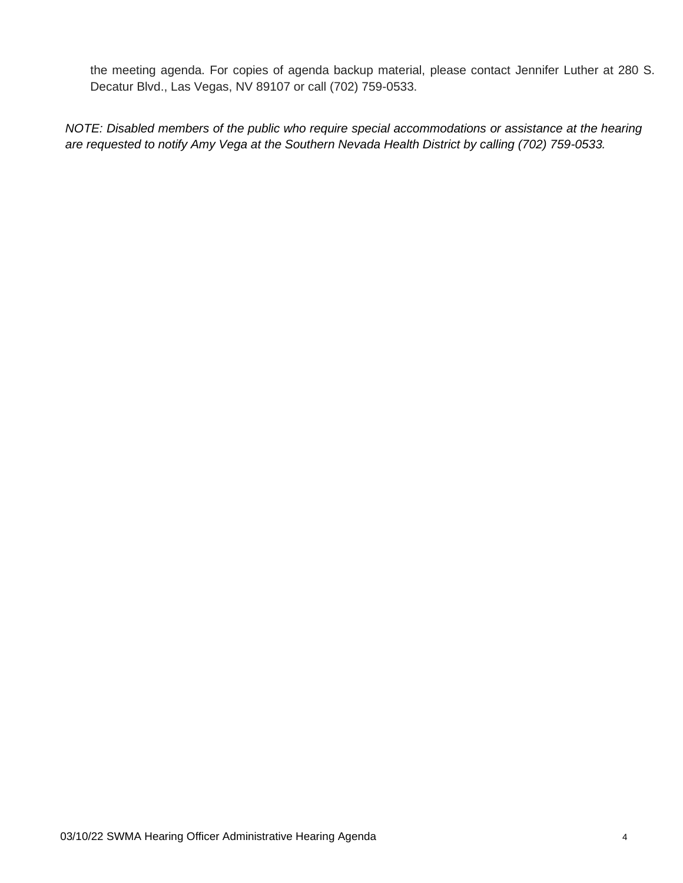the meeting agenda. For copies of agenda backup material, please contact Jennifer Luther at 280 S. Decatur Blvd., Las Vegas, NV 89107 or call (702) 759-0533.

*NOTE: Disabled members of the public who require special accommodations or assistance at the hearing are requested to notify Amy Vega at the Southern Nevada Health District by calling (702) 759-0533.*